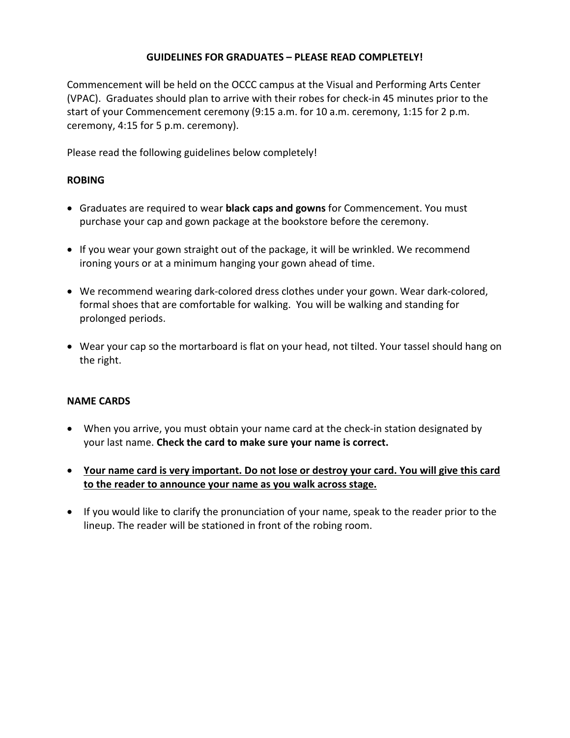# GUIDELINES FOR GRADUATES – PLEASE READ COMPLETELY!

Commencement will be held on the OCCC campus at the Visual and Performing Arts Center (VPAC). Graduates should plan to arrive with their robes for check-in 45 minutes prior to the start of your Commencement ceremony (9:15 a.m. for 10 a.m. ceremony, 1:15 for 2 p.m. ceremony, 4:15 for 5 p.m. ceremony).

Please read the following guidelines below completely!

## ROBING

- Graduates are required to wear **black caps and gowns** for Commencement. You must purchase your cap and gown package at the bookstore before the ceremony.
- If you wear your gown straight out of the package, it will be wrinkled. We recommend ironing yours or at a minimum hanging your gown ahead of time.
- We recommend wearing dark-colored dress clothes under your gown. Wear dark-colored, formal shoes that are comfortable for walking. You will be walking and standing for prolonged periods.
- Wear your cap so the mortarboard is flat on your head, not tilted. Your tassel should hang on the right.

## NAME CARDS

- When you arrive, you must obtain your name card at the check-in station designated by your last name. **Check the card to make sure your name is correct.**
- **<u>Your name card is very important. Do not lose or destroy your card. You will give this card to the reader to announce your name as you walk across stage.</u>**
- If you would like to clarify the pronunciation of your name, speak to the reader prior to the lineup. The reader will be stationed in front of the robing room.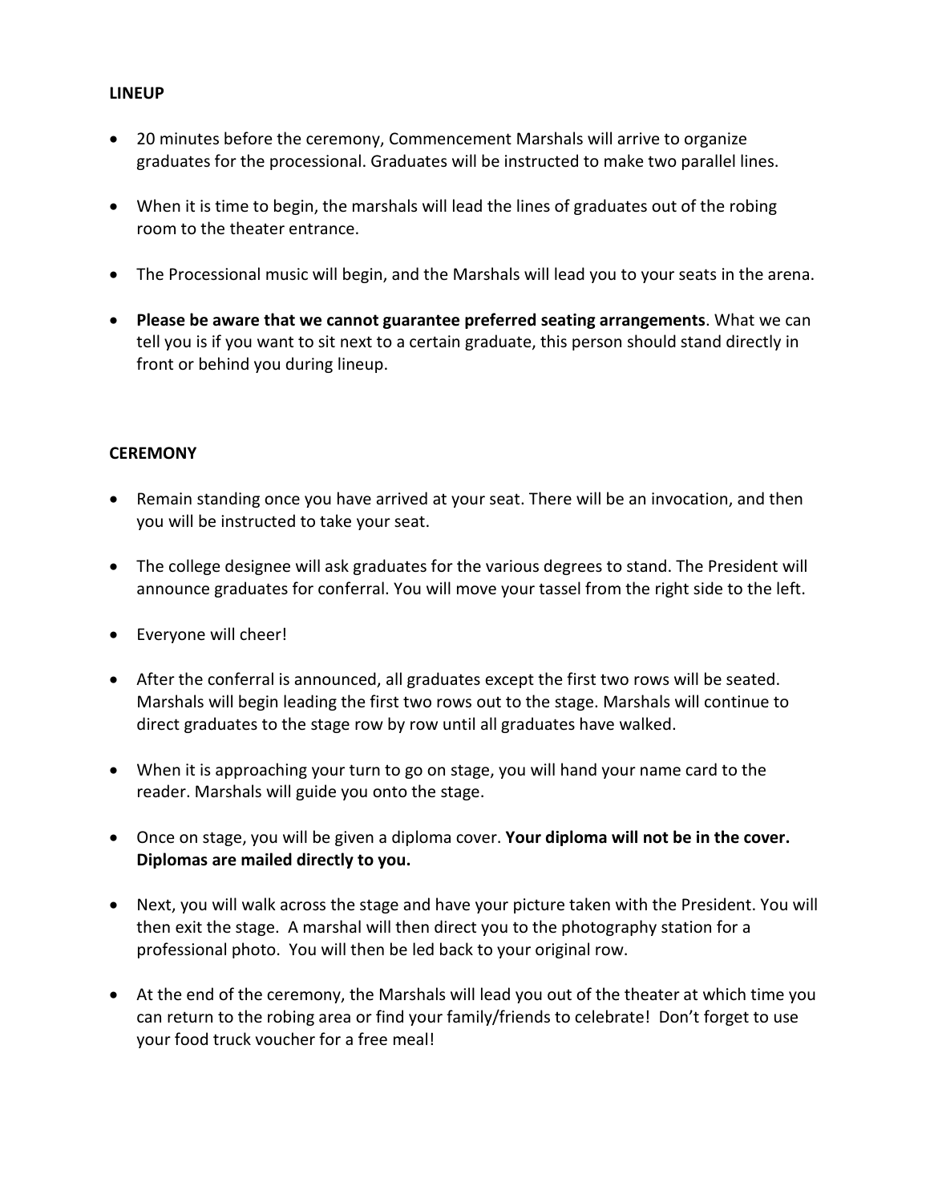**LINEUP**

- 20 minutes before the ceremony, Commencement Marshals will arrive to organize graduates for the processional. Graduates will be instructed to make two parallel lines.
- When it is time to begin, the marshals will lead the lines of graduates out of the robing room to the theater entrance.
- The Processional music will begin, and the Marshals will lead you to your seats in the arena.
- **Please be aware that we cannot guarantee preferred seating arrangements**. What we can tell you is if you want to sit next to a certain graduate, this person should stand directly in front or behind you during lineup.

**CEREMONY**

- Remain standing once you have arrived at your seat. There will be an invocation, and then you will be instructed to take your seat.
- The college designee will ask graduates for the various degrees to stand. The President will announce graduates for conferral. You will move your tassel from the right side to the left.
- Everyone will cheer!
- After the conferral is announced, all graduates except the first two rows will be seated. Marshals will begin leading the first two rows out to the stage. Marshals will continue to direct graduates to the stage row by row until all graduates have walked.
- When it is approaching your turn to go on stage, you will hand your name card to the reader. Marshals will guide you onto the stage.
- Once on stage, you will be given a diploma cover. **Your diploma will not be in the cover. Diplomas are mailed directly to you.**
- Next, you will walk across the stage and have your picture taken with the President. You will then exit the stage. A marshal will then direct you to the photography station for a professional photo. You will then be led back to your original row.
- At the end of the ceremony, the Marshals will lead you out of the theater at which time you can return to the robing area or find your family/friends to celebrate! Don't forget to use your food truck voucher for a free meal!